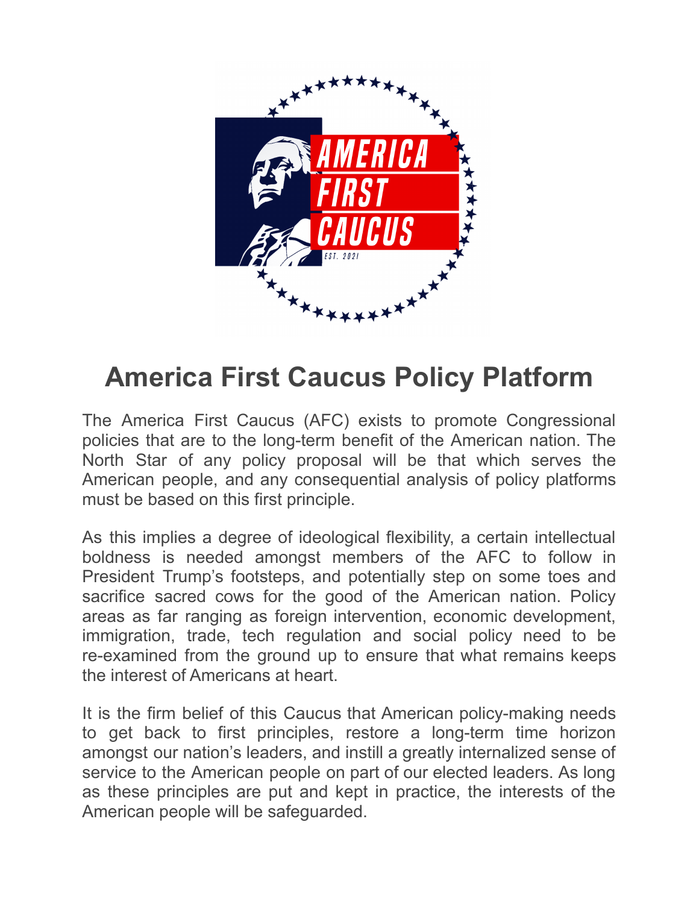# America First Caucus Policy Platform

The America First Caucus (AFC) exists to promote Congressional policies that are to the long-term benefit of the American nation. The North Star of any policy proposal will be that which serves the American people, and any consequential analysis of policy platforms must be based on this first principle.

As this implies a degree of ideological flexibility, a certain intellectual boldness is needed amongst members of the AFC to follow in President Trump's footsteps, and potentially step on some toes and sacrifice sacred cows for the good of the American nation. Policy areas as far ranging as foreign intervention, economic development, immigration, trade, tech regulation and social policy need to be re-examined from the ground up to ensure that what remains keeps the interest of Americans at heart.

It is the firm belief of this Caucus that American policy-making needs to get back to first principles, restore a long-term time horizon amongst our nation's leaders, and instill a greatly internalized sense of service to the American people on part of our elected leaders. As long as these principles are put and kept in practice, the interests of the American people will be safeguarded.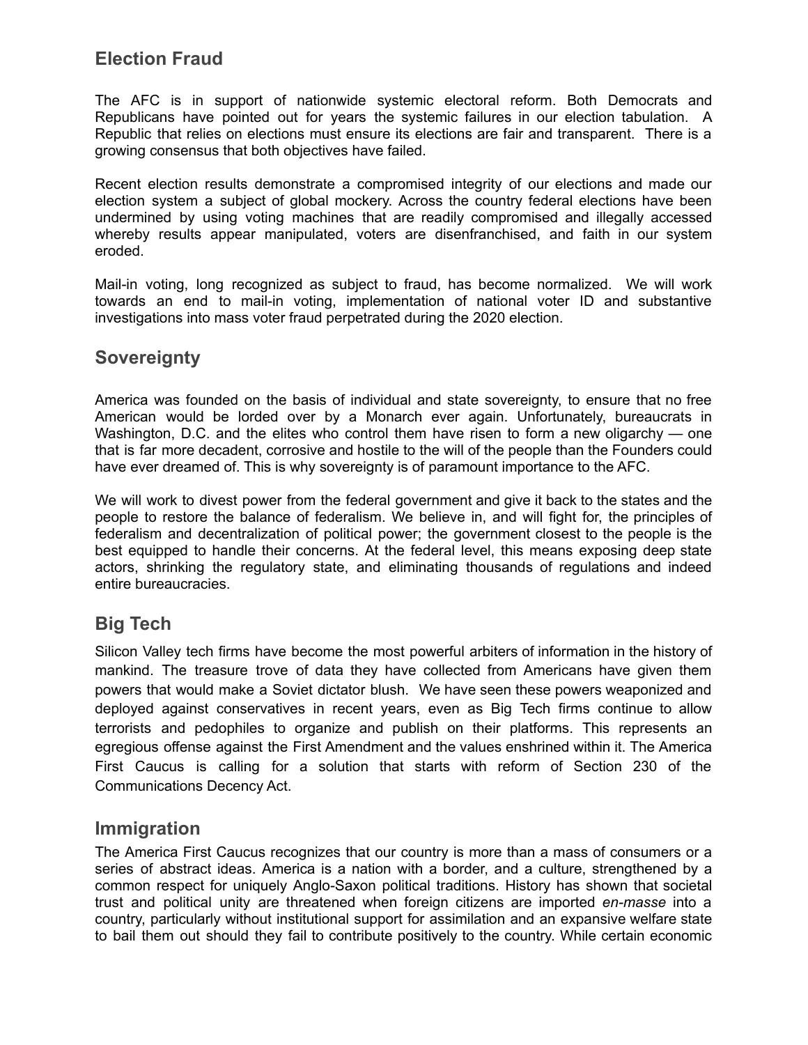## Election Fraud

The AFC is in support of nationwide systemic electoral reform. Both Democrats and Republicans have pointed out for years the systemic failures in our election tabulation. A Republic that relies on elections must ensure its elections are fair and transparent. There is a growing consensus that both objectives have failed.

Recent election results demonstrate a compromised integrity of our elections and made our election system a subject of global mockery. Across the country federal elections have been undermined by using voting machines that are readily compromised and illegally accessed whereby results appear manipulated, voters are disenfranchised, and faith in our system eroded.

Mail-in voting, long recognized as subject to fraud, has become normalized. We will work towards an end to mail-in voting, implementation of national voter ID and substantive investigations into mass voter fraud perpetrated during the 2020 election.

## Sovereignty

America was founded on the basis of individual and state sovereignty, to ensure that no free American would be lorded over by a Monarch ever again. Unfortunately, bureaucrats in Washington, D.C. and the elites who control them have risen to form a new oligarchy — one that is far more decadent, corrosive and hostile to the will of the people than the Founders could have ever dreamed of. This is why sovereignty is of paramount importance to the AFC.

We will work to divest power from the federal government and give it back to the states and the people to restore the balance of federalism. We believe in, and will fight for, the principles of federalism and decentralization of political power; the government closest to the people is the best equipped to handle their concerns. At the federal level, this means exposing deep state actors, shrinking the regulatory state, and eliminating thousands of regulations and indeed entire bureaucracies.

## Big Tech

Silicon Valley tech firms have become the most powerful arbiters of information in the history of mankind. The treasure trove of data they have collected from Americans have given them powers that would make a Soviet dictator blush. We have seen these powers weaponized and deployed against conservatives in recent years, even as Big Tech firms continue to allow terrorists and pedophiles to organize and publish on their platforms. This represents an egregious offense against the First Amendment and the values enshrined within it. The America First Caucus is calling for a solution that starts with reform of Section 230 of the Communications Decency Act.

## Immigration

The America First Caucus recognizes that our country is more than a mass of consumers or a series of abstract ideas. America is a nation with a border, and a culture, strengthened by a common respect for uniquely Anglo-Saxon political traditions. History has shown that societal trust and political unity are threatened when foreign citizens are imported *en-masse* into a country, particularly without institutional support for assimilation and an expansive welfare state to bail them out should they fail to contribute positively to the country. While certain economic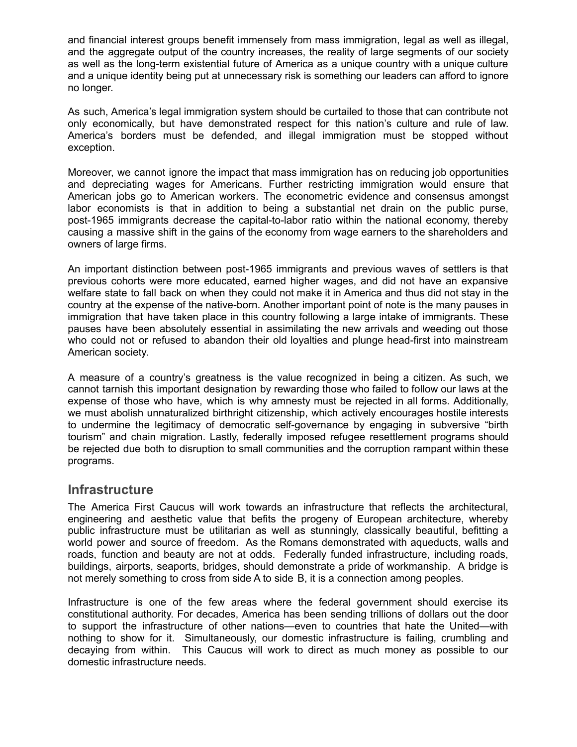and financial interest groups benefit immensely from mass immigration, legal as well as illegal, and the aggregate output of the country increases, the reality of large segments of our society as well as the long-term existential future of America as a unique country with a unique culture and a unique identity being put at unnecessary risk is something our leaders can afford to ignore no longer.

As such, America's legal immigration system should be curtailed to those that can contribute not only economically, but have demonstrated respect for this nation's culture and rule of law. America's borders must be defended, and illegal immigration must be stopped without exception.

Moreover, we cannot ignore the impact that mass immigration has on reducing job opportunities and depreciating wages for Americans. Further restricting immigration would ensure that American jobs go to American workers. The econometric evidence and consensus amongst labor economists is that in addition to being a substantial net drain on the public purse, post-1965 immigrants decrease the capital-to-labor ratio within the national economy, thereby causing a massive shift in the gains of the economy from wage earners to the shareholders and owners of large firms.

An important distinction between post-1965 immigrants and previous waves of settlers is that previous cohorts were more educated, earned higher wages, and did not have an expansive welfare state to fall back on when they could not make it in America and thus did not stay in the country at the expense of the native-born. Another important point of note is the many pauses in immigration that have taken place in this country following a large intake of immigrants. These pauses have been absolutely essential in assimilating the new arrivals and weeding out those who could not or refused to abandon their old loyalties and plunge head-first into mainstream American society.

A measure of a country's greatness is the value recognized in being a citizen. As such, we cannot tarnish this important designation by rewarding those who failed to follow our laws at the expense of those who have, which is why amnesty must be rejected in all forms. Additionally, we must abolish unnaturalized birthright citizenship, which actively encourages hostile interests to undermine the legitimacy of democratic self-governance by engaging in subversive "birth tourism" and chain migration. Lastly, federally imposed refugee resettlement programs should be rejected due both to disruption to small communities and the corruption rampant within these programs.

## Infrastructure

The America First Caucus will work towards an infrastructure that reflects the architectural, engineering and aesthetic value that befits the progeny of European architecture, whereby public infrastructure must be utilitarian as well as stunningly, classically beautiful, befitting a world power and source of freedom. As the Romans demonstrated with aqueducts, walls and roads, function and beauty are not at odds. Federally funded infrastructure, including roads, buildings, airports, seaports, bridges, should demonstrate a pride of workmanship. A bridge is not merely something to cross from side A to side B, it is a connection among peoples.

Infrastructure is one of the few areas where the federal government should exercise its constitutional authority. For decades, America has been sending trillions of dollars out the door to support the infrastructure of other nations—even to countries that hate the United—with nothing to show for it. Simultaneously, our domestic infrastructure is failing, crumbling and decaying from within. This Caucus will work to direct as much money as possible to our domestic infrastructure needs.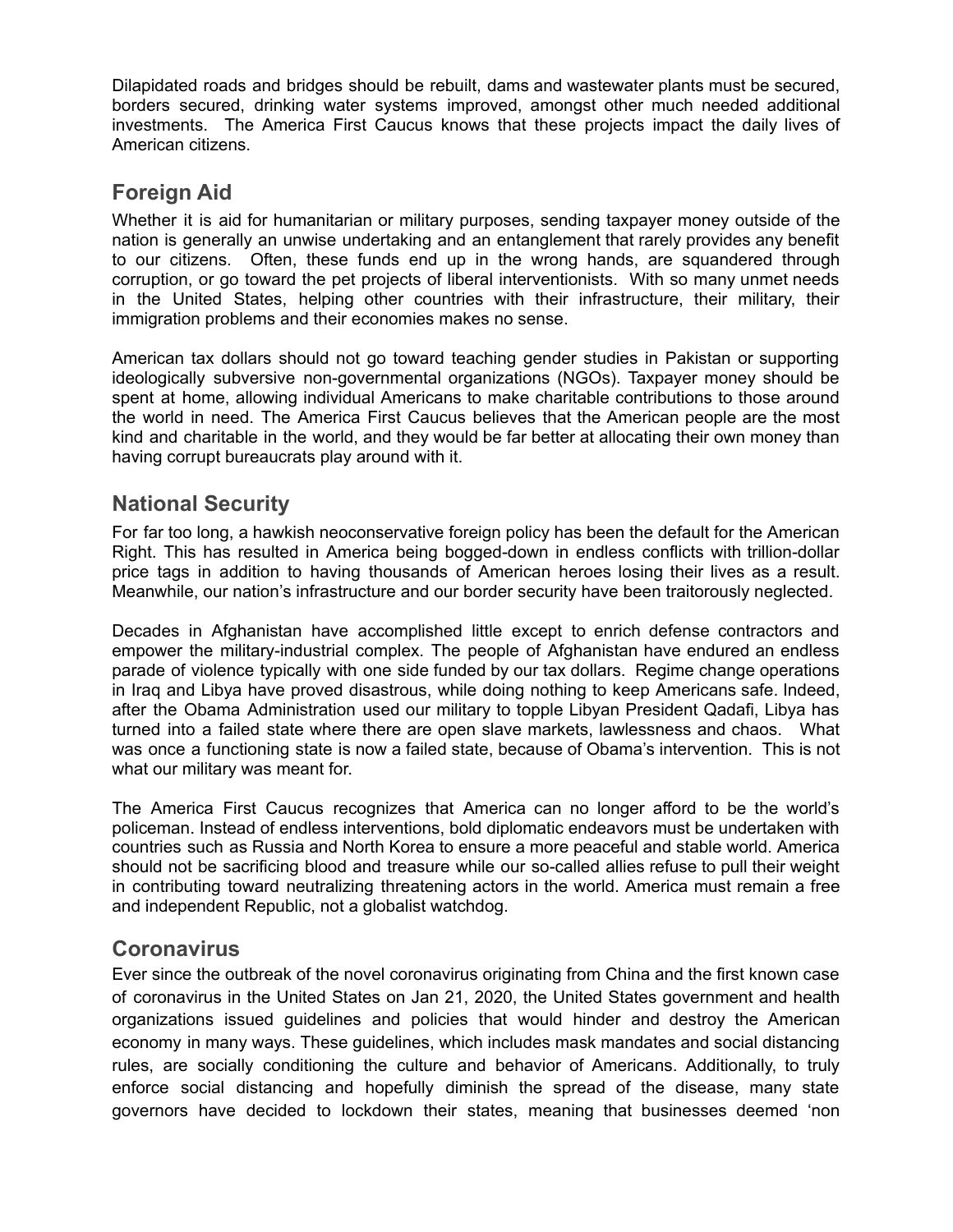Dilapidated roads and bridges should be rebuilt, dams and wastewater plants must be secured, borders secured, drinking water systems improved, amongst other much needed additional investments. The America First Caucus knows that these projects impact the daily lives of American citizens.

## Foreign Aid

Whether it is aid for humanitarian or military purposes, sending taxpayer money outside of the nation is generally an unwise undertaking and an entanglement that rarely provides any benefit to our citizens. Often, these funds end up in the wrong hands, are squandered through corruption, or go toward the pet projects of liberal interventionists. With so many unmet needs in the United States, helping other countries with their infrastructure, their military, their immigration problems and their economies makes no sense.

American tax dollars should not go toward teaching gender studies in Pakistan or supporting ideologically subversive non-governmental organizations (NGOs). Taxpayer money should be spent at home, allowing individual Americans to make charitable contributions to those around the world in need. The America First Caucus believes that the American people are the most kind and charitable in the world, and they would be far better at allocating their own money than having corrupt bureaucrats play around with it.

## National Security

For far too long, a hawkish neoconservative foreign policy has been the default for the American Right. This has resulted in America being bogged-down in endless conflicts with trillion-dollar price tags in addition to having thousands of American heroes losing their lives as a result. Meanwhile, our nation's infrastructure and our border security have been traitorously neglected.

Decades in Afghanistan have accomplished little except to enrich defense contractors and empower the military-industrial complex. The people of Afghanistan have endured an endless parade of violence typically with one side funded by our tax dollars. Regime change operations in Iraq and Libya have proved disastrous, while doing nothing to keep Americans safe. Indeed, after the Obama Administration used our military to topple Libyan President Qadafi, Libya has turned into a failed state where there are open slave markets, lawlessness and chaos. What was once a functioning state is now a failed state, because of Obama's intervention. This is not what our military was meant for.

The America First Caucus recognizes that America can no longer afford to be the world's policeman. Instead of endless interventions, bold diplomatic endeavors must be undertaken with countries such as Russia and North Korea to ensure a more peaceful and stable world. America should not be sacrificing blood and treasure while our so-called allies refuse to pull their weight in contributing toward neutralizing threatening actors in the world. America must remain a free and independent Republic, not a globalist watchdog.

## Coronavirus

Ever since the outbreak of the novel coronavirus originating from China and the first known case of coronavirus in the United States on Jan 21, 2020, the United States government and health organizations issued guidelines and policies that would hinder and destroy the American economy in many ways. These guidelines, which includes mask mandates and social distancing rules, are socially conditioning the culture and behavior of Americans. Additionally, to truly enforce social distancing and hopefully diminish the spread of the disease, many state governors have decided to lockdown their states, meaning that businesses deemed 'non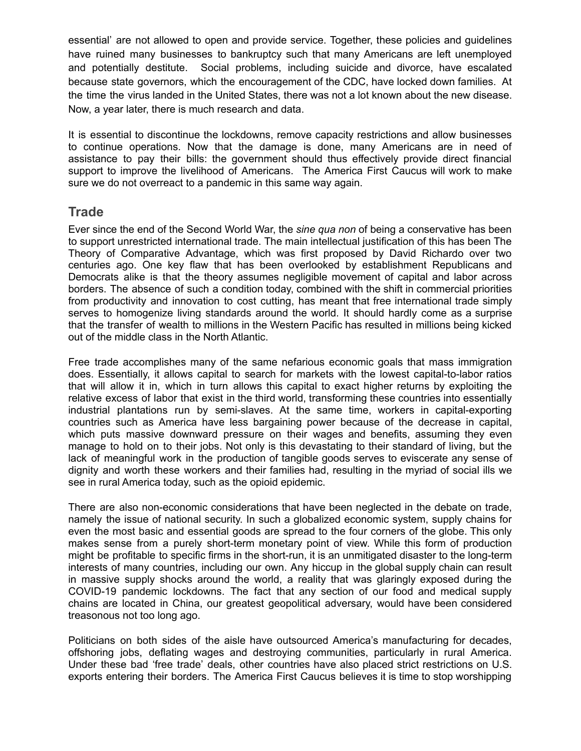essential' are not allowed to open and provide service. Together, these policies and guidelines have ruined many businesses to bankruptcy such that many Americans are left unemployed and potentially destitute. Social problems, including suicide and divorce, have escalated because state governors, which the encouragement of the CDC, have locked down families. At the time the virus landed in the United States, there was not a lot known about the new disease. Now, a year later, there is much research and data.

It is essential to discontinue the lockdowns, remove capacity restrictions and allow businesses to continue operations. Now that the damage is done, many Americans are in need of assistance to pay their bills: the government should thus effectively provide direct financial support to improve the livelihood of Americans. The America First Caucus will work to make sure we do not overreact to a pandemic in this same way again.

## Trade

Ever since the end of the Second World War, the *sine qua non* of being a conservative has been to support unrestricted international trade. The main intellectual justification of this has been The Theory of Comparative Advantage, which was first proposed by David Richardo over two centuries ago. One key flaw that has been overlooked by establishment Republicans and Democrats alike is that the theory assumes negligible movement of capital and labor across borders. The absence of such a condition today, combined with the shift in commercial priorities from productivity and innovation to cost cutting, has meant that free international trade simply serves to homogenize living standards around the world. It should hardly come as a surprise that the transfer of wealth to millions in the Western Pacific has resulted in millions being kicked out of the middle class in the North Atlantic.

Free trade accomplishes many of the same nefarious economic goals that mass immigration does. Essentially, it allows capital to search for markets with the lowest capital-to-labor ratios that will allow it in, which in turn allows this capital to exact higher returns by exploiting the relative excess of labor that exist in the third world, transforming these countries into essentially industrial plantations run by semi-slaves. At the same time, workers in capital-exporting countries such as America have less bargaining power because of the decrease in capital, which puts massive downward pressure on their wages and benefits, assuming they even manage to hold on to their jobs. Not only is this devastating to their standard of living, but the lack of meaningful work in the production of tangible goods serves to eviscerate any sense of dignity and worth these workers and their families had, resulting in the myriad of social ills we see in rural America today, such as the opioid epidemic.

There are also non-economic considerations that have been neglected in the debate on trade, namely the issue of national security. In such a globalized economic system, supply chains for even the most basic and essential goods are spread to the four corners of the globe. This only makes sense from a purely short-term monetary point of view. While this form of production might be profitable to specific firms in the short-run, it is an unmitigated disaster to the long-term interests of many countries, including our own. Any hiccup in the global supply chain can result in massive supply shocks around the world, a reality that was glaringly exposed during the COVID-19 pandemic lockdowns. The fact that any section of our food and medical supply chains are located in China, our greatest geopolitical adversary, would have been considered treasonous not too long ago.

Politicians on both sides of the aisle have outsourced America's manufacturing for decades, offshoring jobs, deflating wages and destroying communities, particularly in rural America. Under these bad 'free trade' deals, other countries have also placed strict restrictions on U.S. exports entering their borders. The America First Caucus believes it is time to stop worshipping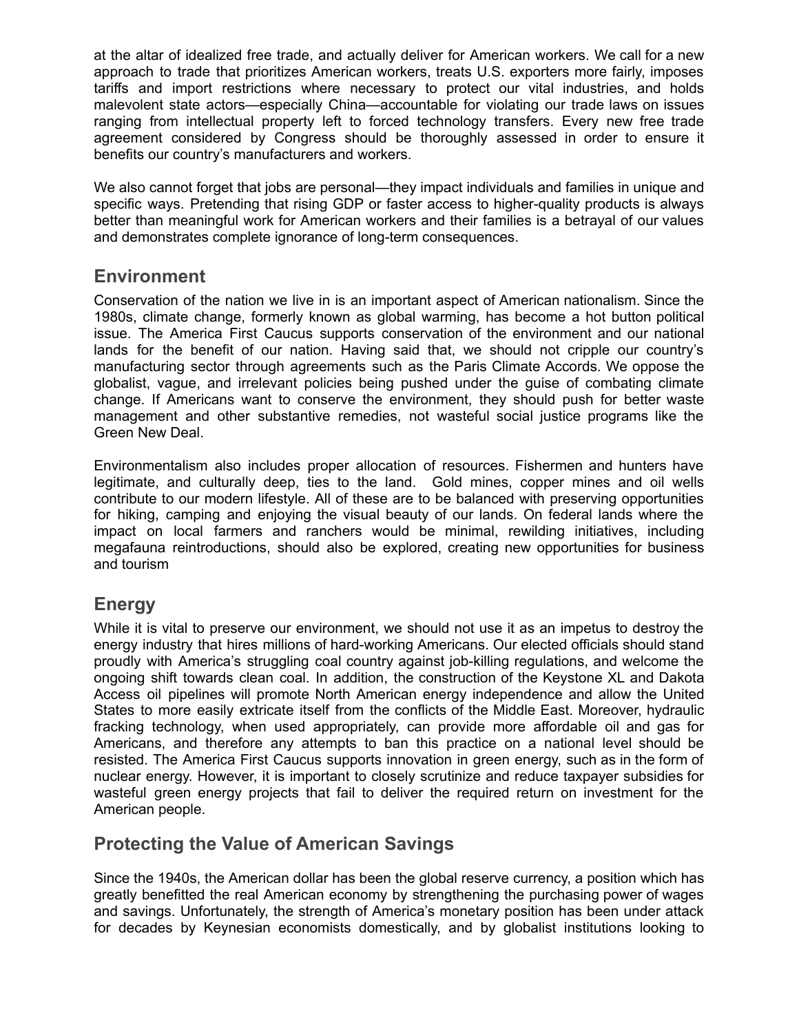at the altar of idealized free trade, and actually deliver for American workers. We call for a new approach to trade that prioritizes American workers, treats U.S. exporters more fairly, imposes tariffs and import restrictions where necessary to protect our vital industries, and holds malevolent state actors—especially China—accountable for violating our trade laws on issues ranging from intellectual property left to forced technology transfers. Every new free trade agreement considered by Congress should be thoroughly assessed in order to ensure it benefits our country's manufacturers and workers.

We also cannot forget that jobs are personal—they impact individuals and families in unique and specific ways. Pretending that rising GDP or faster access to higher-quality products is always better than meaningful work for American workers and their families is a betrayal of our values and demonstrates complete ignorance of long-term consequences.

## Environment

Conservation of the nation we live in is an important aspect of American nationalism. Since the 1980s, climate change, formerly known as global warming, has become a hot button political issue. The America First Caucus supports conservation of the environment and our national lands for the benefit of our nation. Having said that, we should not cripple our country's manufacturing sector through agreements such as the Paris Climate Accords. We oppose the globalist, vague, and irrelevant policies being pushed under the guise of combating climate change. If Americans want to conserve the environment, they should push for better waste management and other substantive remedies, not wasteful social justice programs like the Green New Deal.

Environmentalism also includes proper allocation of resources. Fishermen and hunters have legitimate, and culturally deep, ties to the land. Gold mines, copper mines and oil wells contribute to our modern lifestyle. All of these are to be balanced with preserving opportunities for hiking, camping and enjoying the visual beauty of our lands. On federal lands where the impact on local farmers and ranchers would be minimal, rewilding initiatives, including megafauna reintroductions, should also be explored, creating new opportunities for business and tourism

## Energy

While it is vital to preserve our environment, we should not use it as an impetus to destroy the energy industry that hires millions of hard-working Americans. Our elected officials should stand proudly with America's struggling coal country against job-killing regulations, and welcome the ongoing shift towards clean coal. In addition, the construction of the Keystone XL and Dakota Access oil pipelines will promote North American energy independence and allow the United States to more easily extricate itself from the conflicts of the Middle East. Moreover, hydraulic fracking technology, when used appropriately, can provide more affordable oil and gas for Americans, and therefore any attempts to ban this practice on a national level should be resisted. The America First Caucus supports innovation in green energy, such as in the form of nuclear energy. However, it is important to closely scrutinize and reduce taxpayer subsidies for wasteful green energy projects that fail to deliver the required return on investment for the American people.

## Protecting the Value of American Savings

Since the 1940s, the American dollar has been the global reserve currency, a position which has greatly benefitted the real American economy by strengthening the purchasing power of wages and savings. Unfortunately, the strength of America's monetary position has been under attack for decades by Keynesian economists domestically, and by globalist institutions looking to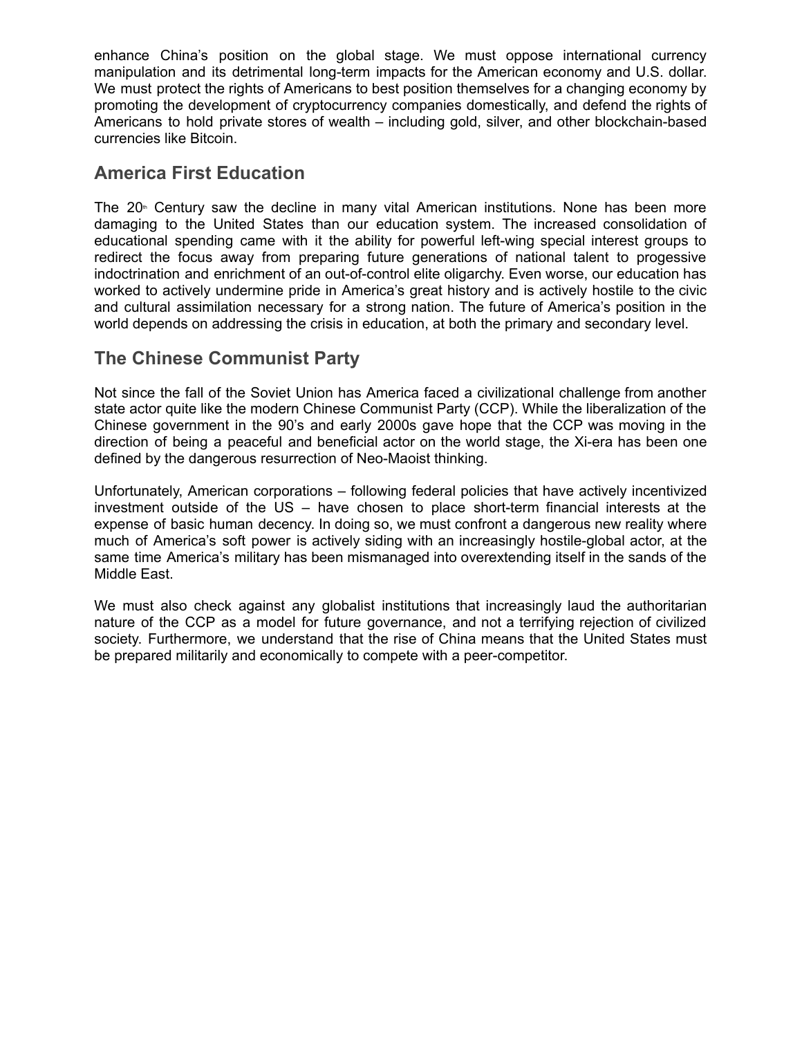enhance China's position on the global stage. We must oppose international currency manipulation and its detrimental long-term impacts for the American economy and U.S. dollar. We must protect the rights of Americans to best position themselves for a changing economy by promoting the development of cryptocurrency companies domestically, and defend the rights of Americans to hold private stores of wealth – including gold, silver, and other blockchain-based currencies like Bitcoin.

## America First Education

The 20th Century saw the decline in many vital American institutions. None has been more damaging to the United States than our education system. The increased consolidation of educational spending came with it the ability for powerful left-wing special interest groups to redirect the focus away from preparing future generations of national talent to progessive indoctrination and enrichment of an out-of-control elite oligarchy. Even worse, our education has worked to actively undermine pride in America's great history and is actively hostile to the civic and cultural assimilation necessary for a strong nation. The future of America's position in the world depends on addressing the crisis in education, at both the primary and secondary level.

## The Chinese Communist Party

Not since the fall of the Soviet Union has America faced a civilizational challenge from another state actor quite like the modern Chinese Communist Party (CCP). While the liberalization of the Chinese government in the 90's and early 2000s gave hope that the CCP was moving in the direction of being a peaceful and beneficial actor on the world stage, the Xi-era has been one defined by the dangerous resurrection of Neo-Maoist thinking.

Unfortunately, American corporations – following federal policies that have actively incentivized investment outside of the US – have chosen to place short-term financial interests at the expense of basic human decency. In doing so, we must confront a dangerous new reality where much of America's soft power is actively siding with an increasingly hostile-global actor, at the same time America's military has been mismanaged into overextending itself in the sands of the Middle East.

We must also check against any globalist institutions that increasingly laud the authoritarian nature of the CCP as a model for future governance, and not a terrifying rejection of civilized society. Furthermore, we understand that the rise of China means that the United States must be prepared militarily and economically to compete with a peer-competitor.